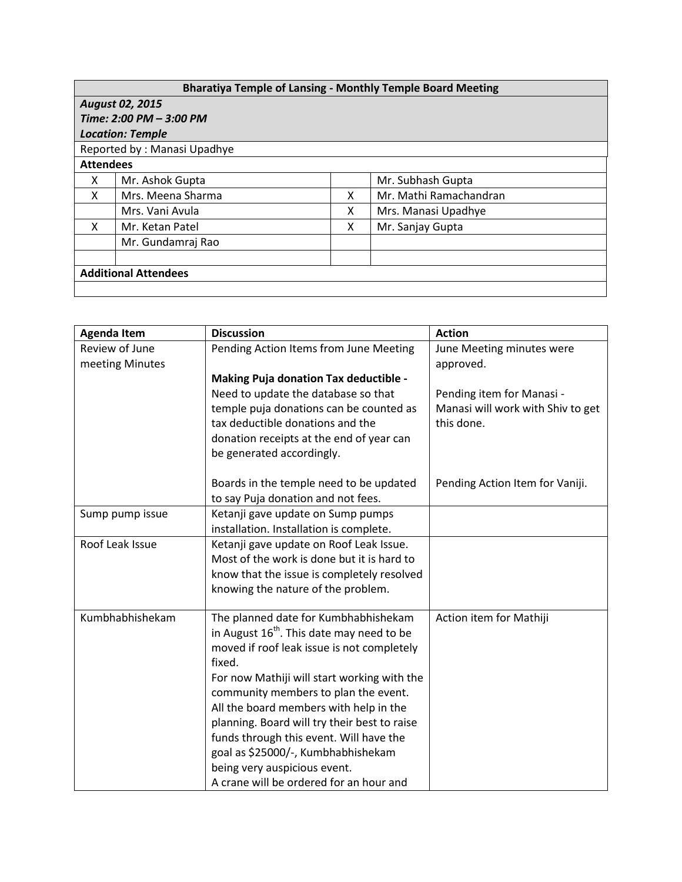| Bharatiya Temple of Lansing - Monthly Temple Board Meeting | | | |
|---|---|---|---|
| ***August 02, 2015*** <br> ***Time: 2:00 PM – 3:00 PM*** <br> ***Location: Temple*** | | | |
| Reported by : Manasi Upadhye | | | |
| **Attendees** | | | |
| X | Mr. Ashok Gupta | | Mr. Subhash Gupta |
| X | Mrs. Meena Sharma | X | Mr. Mathi Ramachandran |
| | Mrs. Vani Avula | X | Mrs. Manasi Upadhye |
| X | Mr. Ketan Patel | X | Mr. Sanjay Gupta |
| | Mr. Gundamraj Rao | | |
| | | | |
| **Additional Attendees** | | | |
| | | | |

| Agenda Item | Discussion | Action |
|---|---|---|
| Review of June meeting Minutes | Pending Action Items from June Meeting <br><br> **Making Puja donation Tax deductible -** Need to update the database so that temple puja donations can be counted as tax deductible donations and the donation receipts at the end of year can be generated accordingly. <br><br> Boards in the temple need to be updated to say Puja donation and not fees. | June Meeting minutes were approved. <br><br> Pending item for Manasi - Manasi will work with Shiv to get this done. <br><br> Pending Action Item for Vaniji. |
| Sump pump issue | Ketanji gave update on Sump pumps installation. Installation is complete. | |
| Roof Leak Issue | Ketanji gave update on Roof Leak Issue. Most of the work is done but it is hard to know that the issue is completely resolved knowing the nature of the problem. | |
| Kumbhabhishekam | The planned date for Kumbhabhishekam in August 16th. This date may need to be moved if roof leak issue is not completely fixed. <br> For now Mathiji will start working with the community members to plan the event. All the board members with help in the planning. Board will try their best to raise funds through this event. Will have the goal as $25000/-, Kumbhabhishekam being very auspicious event. <br> A crane will be ordered for an hour and | Action item for Mathiji |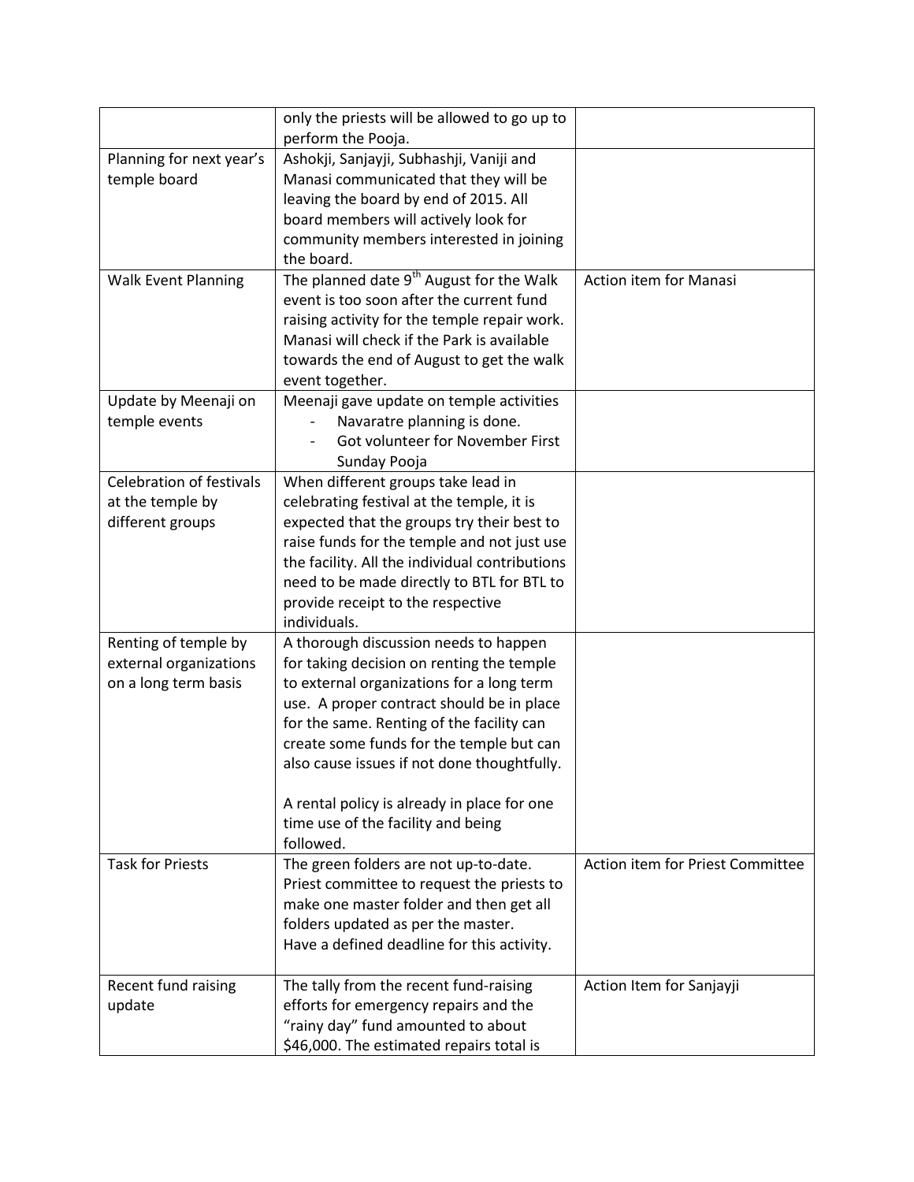|  |  |  |
|---|---|---|
|  | only the priests will be allowed to go up to perform the Pooja. |  |
| Planning for next year's temple board | Ashokji, Sanjayji, Subhashji, Vaniji and Manasi communicated that they will be leaving the board by end of 2015. All board members will actively look for community members interested in joining the board. |  |
| Walk Event Planning | The planned date 9th August for the Walk event is too soon after the current fund raising activity for the temple repair work. Manasi will check if the Park is available towards the end of August to get the walk event together. | Action item for Manasi |
| Update by Meenaji on temple events | Meenaji gave update on temple activities<br>- Navaratre planning is done.<br>- Got volunteer for November First Sunday Pooja |  |
| Celebration of festivals at the temple by different groups | When different groups take lead in celebrating festival at the temple, it is expected that the groups try their best to raise funds for the temple and not just use the facility. All the individual contributions need to be made directly to BTL for BTL to provide receipt to the respective individuals. |  |
| Renting of temple by external organizations on a long term basis | A thorough discussion needs to happen for taking decision on renting the temple to external organizations for a long term use. A proper contract should be in place for the same. Renting of the facility can create some funds for the temple but can also cause issues if not done thoughtfully.<br><br>A rental policy is already in place for one time use of the facility and being followed. |  |
| Task for Priests | The green folders are not up-to-date. Priest committee to request the priests to make one master folder and then get all folders updated as per the master.<br>Have a defined deadline for this activity. | Action item for Priest Committee |
| Recent fund raising update | The tally from the recent fund-raising efforts for emergency repairs and the "rainy day" fund amounted to about $46,000. The estimated repairs total is | Action Item for Sanjayji |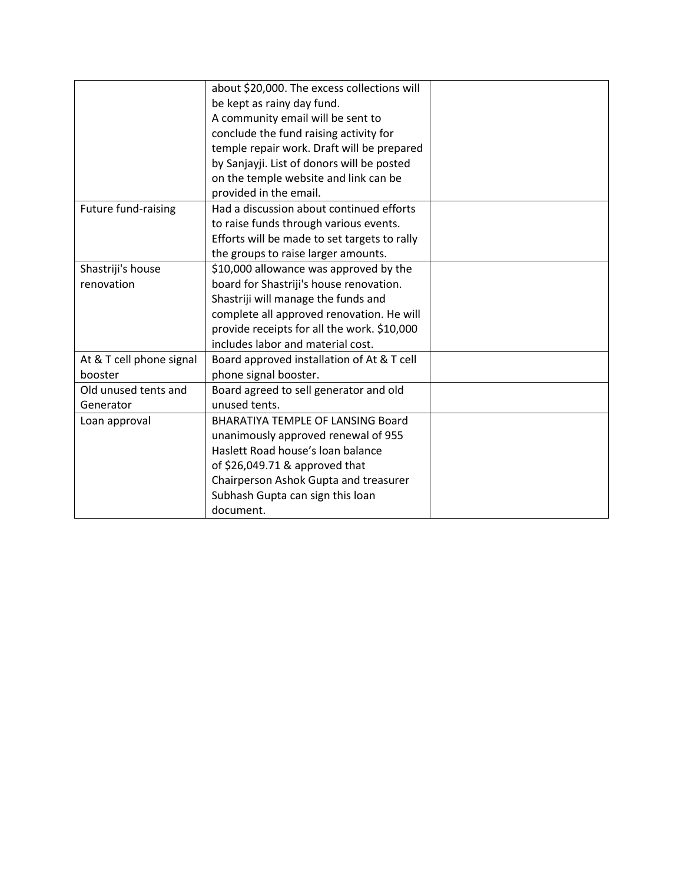| | | |
|---|---|---|
| | about $20,000. The excess collections will be kept as rainy day fund.<br>A community email will be sent to conclude the fund raising activity for temple repair work. Draft will be prepared by Sanjayji. List of donors will be posted on the temple website and link can be provided in the email. | |
| Future fund-raising | Had a discussion about continued efforts to raise funds through various events. Efforts will be made to set targets to rally the groups to raise larger amounts. | |
| Shastriji's house renovation | $10,000 allowance was approved by the board for Shastriji's house renovation. Shastriji will manage the funds and complete all approved renovation. He will provide receipts for all the work. $10,000 includes labor and material cost. | |
| At & T cell phone signal booster | Board approved installation of At & T cell phone signal booster. | |
| Old unused tents and Generator | Board agreed to sell generator and old unused tents. | |
| Loan approval | BHARATIYA TEMPLE OF LANSING Board unanimously approved renewal of 955 Haslett Road house's loan balance of $26,049.71 & approved that Chairperson Ashok Gupta and treasurer Subhash Gupta can sign this loan document. | |